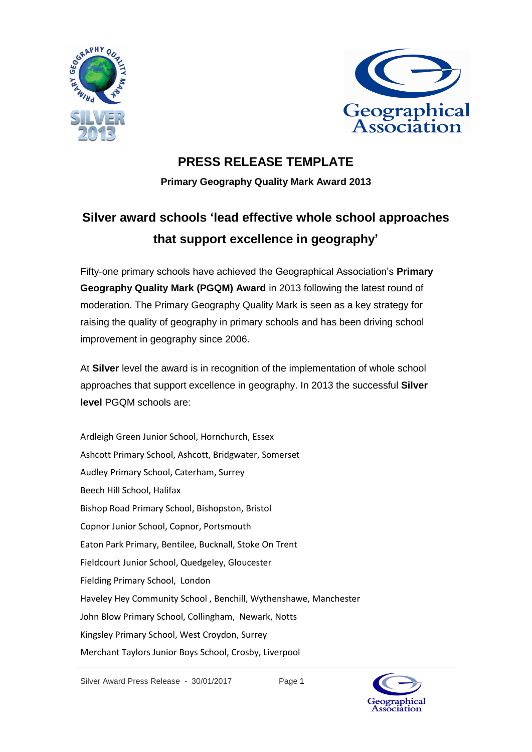# PRESS RELEASE TEMPLATE

**Primary Geography Quality Mark Award 2013**

## Silver award schools 'lead effective whole school approaches that support excellence in geography'

Fifty-one primary schools have achieved the Geographical Association's **Primary Geography Quality Mark (PGQM) Award** in 2013 following the latest round of moderation. The Primary Geography Quality Mark is seen as a key strategy for raising the quality of geography in primary schools and has been driving school improvement in geography since 2006.

At **Silver** level the award is in recognition of the implementation of whole school approaches that support excellence in geography. In 2013 the successful **Silver level** PGQM schools are:

Ardleigh Green Junior School, Hornchurch, Essex
Ashcott Primary School, Ashcott, Bridgwater, Somerset
Audley Primary School, Caterham, Surrey
Beech Hill School, Halifax
Bishop Road Primary School, Bishopston, Bristol
Copnor Junior School, Copnor, Portsmouth
Eaton Park Primary, Bentilee, Bucknall, Stoke On Trent
Fieldcourt Junior School, Quedgeley, Gloucester
Fielding Primary School, London
Haveley Hey Community School , Benchill, Wythenshawe, Manchester
John Blow Primary School, Collingham, Newark, Notts
Kingsley Primary School, West Croydon, Surrey
Merchant Taylors Junior Boys School, Crosby, Liverpool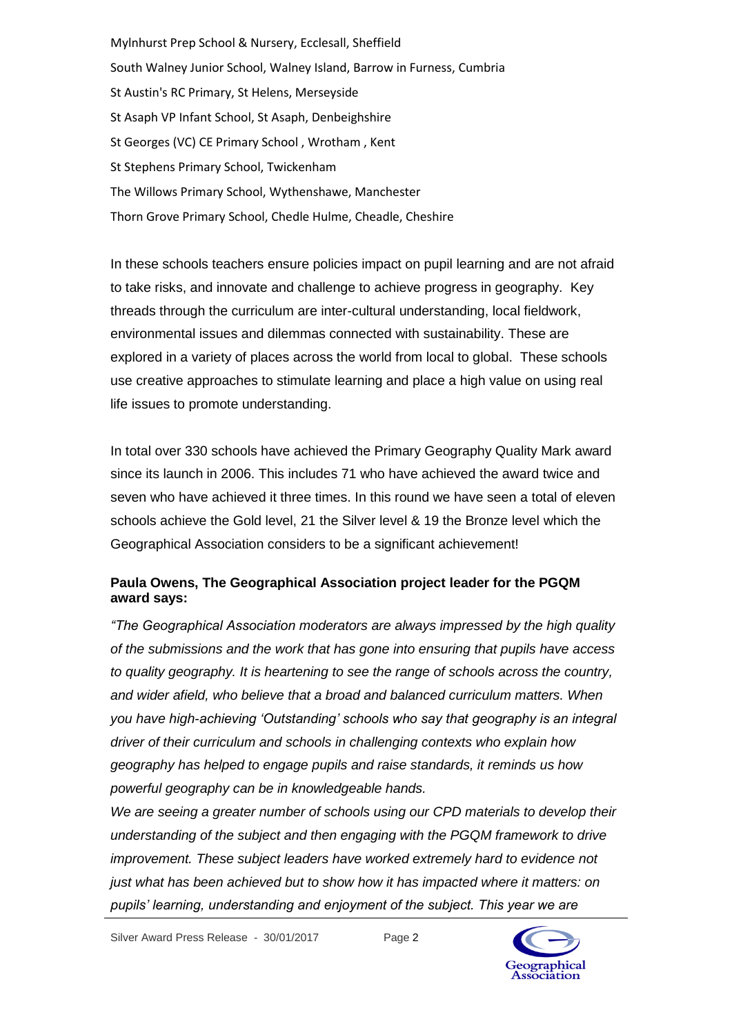Mylnhurst Prep School & Nursery, Ecclesall, Sheffield

South Walney Junior School, Walney Island, Barrow in Furness, Cumbria

St Austin's RC Primary, St Helens, Merseyside

St Asaph VP Infant School, St Asaph, Denbeighshire

St Georges (VC) CE Primary School , Wrotham , Kent

St Stephens Primary School, Twickenham

The Willows Primary School, Wythenshawe, Manchester

Thorn Grove Primary School, Chedle Hulme, Cheadle, Cheshire

In these schools teachers ensure policies impact on pupil learning and are not afraid to take risks, and innovate and challenge to achieve progress in geography. Key threads through the curriculum are inter-cultural understanding, local fieldwork, environmental issues and dilemmas connected with sustainability. These are explored in a variety of places across the world from local to global. These schools use creative approaches to stimulate learning and place a high value on using real life issues to promote understanding.

In total over 330 schools have achieved the Primary Geography Quality Mark award since its launch in 2006. This includes 71 who have achieved the award twice and seven who have achieved it three times. In this round we have seen a total of eleven schools achieve the Gold level, 21 the Silver level & 19 the Bronze level which the Geographical Association considers to be a significant achievement!

**Paula Owens, The Geographical Association project leader for the PGQM award says:**

*"The Geographical Association moderators are always impressed by the high quality of the submissions and the work that has gone into ensuring that pupils have access to quality geography. It is heartening to see the range of schools across the country, and wider afield, who believe that a broad and balanced curriculum matters. When you have high-achieving 'Outstanding' schools who say that geography is an integral driver of their curriculum and schools in challenging contexts who explain how geography has helped to engage pupils and raise standards, it reminds us how powerful geography can be in knowledgeable hands.*

*We are seeing a greater number of schools using our CPD materials to develop their understanding of the subject and then engaging with the PGQM framework to drive improvement. These subject leaders have worked extremely hard to evidence not just what has been achieved but to show how it has impacted where it matters: on pupils' learning, understanding and enjoyment of the subject. This year we are*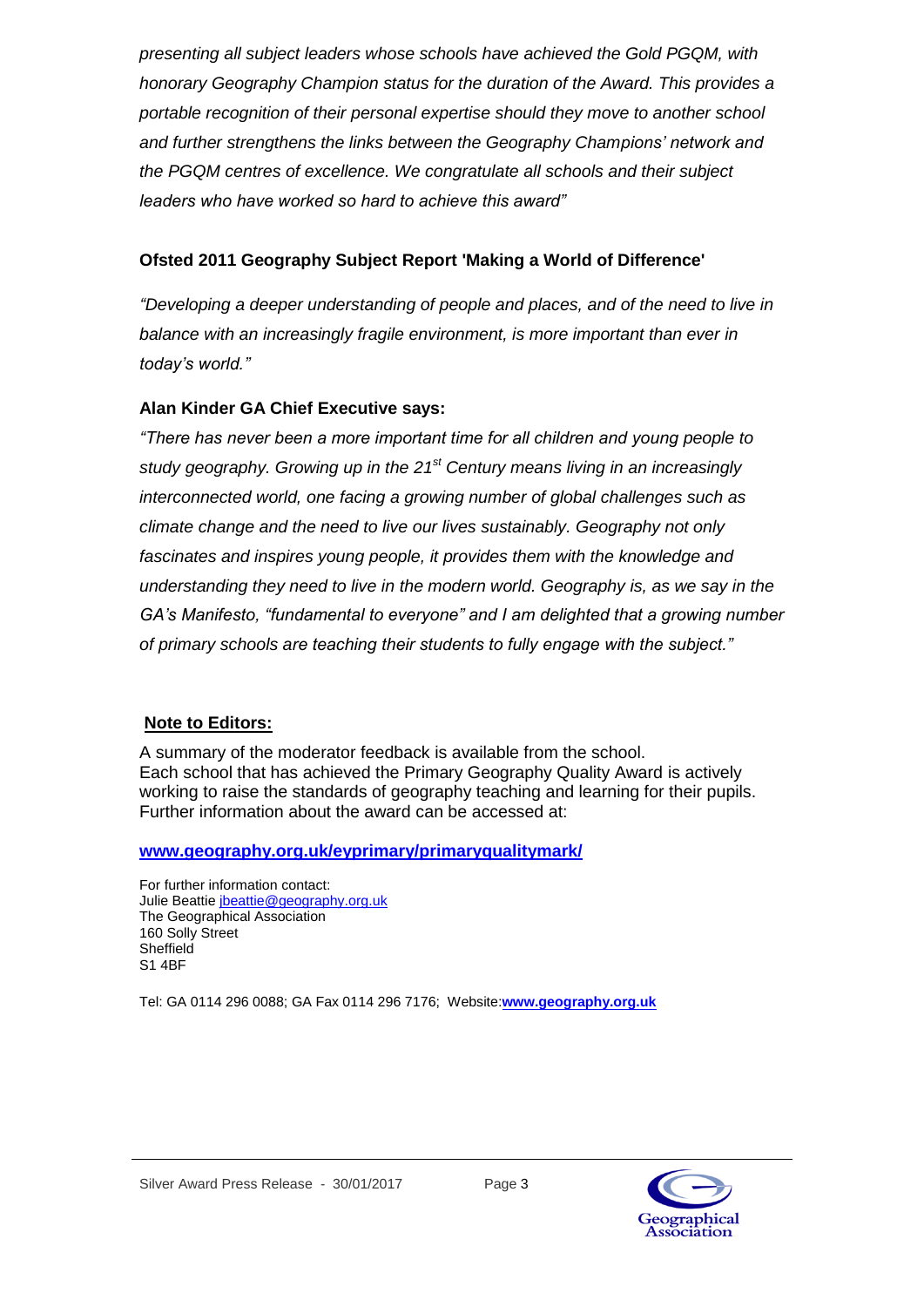*presenting all subject leaders whose schools have achieved the Gold PGQM, with honorary Geography Champion status for the duration of the Award. This provides a portable recognition of their personal expertise should they move to another school and further strengthens the links between the Geography Champions' network and the PGQM centres of excellence. We congratulate all schools and their subject leaders who have worked so hard to achieve this award"*

**Ofsted 2011 Geography Subject Report 'Making a World of Difference'**

*"Developing a deeper understanding of people and places, and of the need to live in balance with an increasingly fragile environment, is more important than ever in today's world."*

**Alan Kinder GA Chief Executive says:**

*"There has never been a more important time for all children and young people to study geography. Growing up in the 21st Century means living in an increasingly interconnected world, one facing a growing number of global challenges such as climate change and the need to live our lives sustainably. Geography not only fascinates and inspires young people, it provides them with the knowledge and understanding they need to live in the modern world. Geography is, as we say in the GA's Manifesto, "fundamental to everyone" and I am delighted that a growing number of primary schools are teaching their students to fully engage with the subject."*

**Note to Editors:**

A summary of the moderator feedback is available from the school.
Each school that has achieved the Primary Geography Quality Award is actively working to raise the standards of geography teaching and learning for their pupils. Further information about the award can be accessed at:

**www.geography.org.uk/eyprimary/primaryqualitymark/**

For further information contact:
Julie Beattie jbeattie@geography.org.uk
The Geographical Association
160 Solly Street
Sheffield
S1 4BF

Tel: GA 0114 296 0088; GA Fax 0114 296 7176; Website:**www.geography.org.uk**